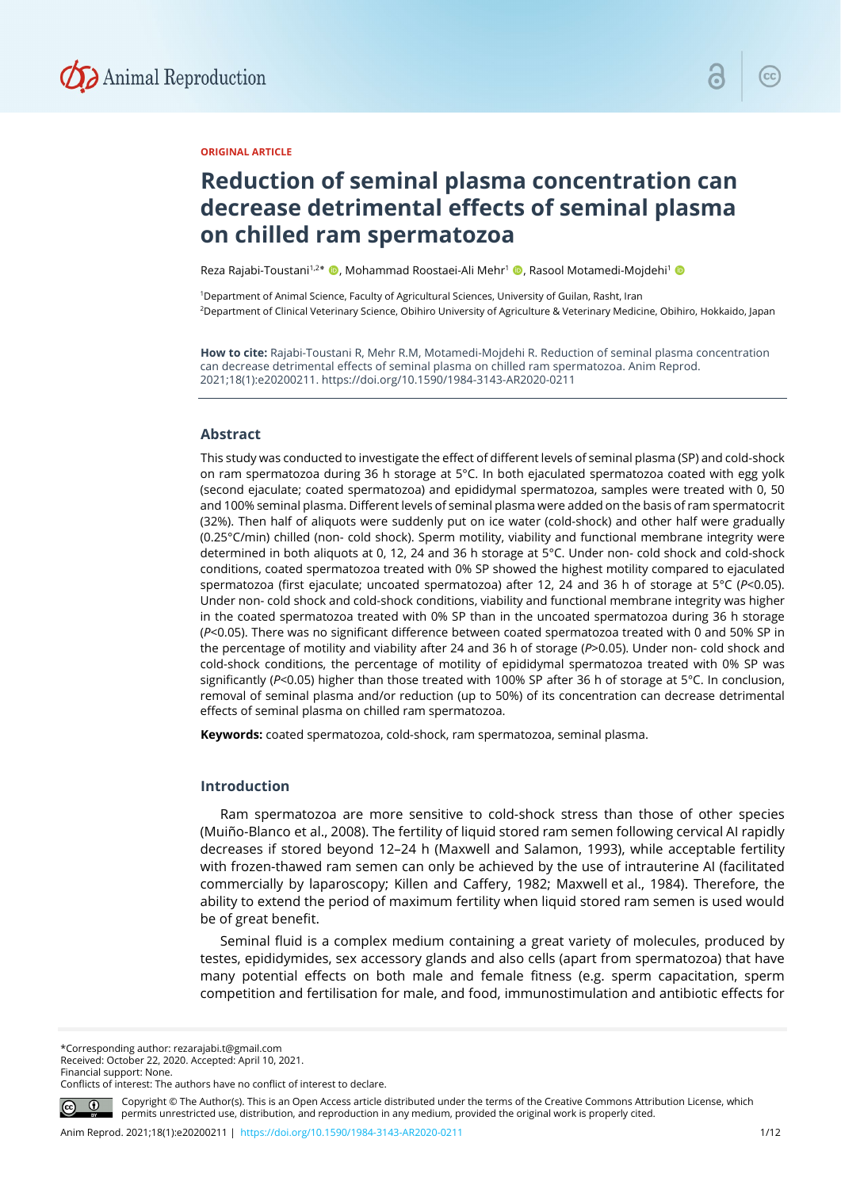ORIGINAL ARTICLE

# Reduction of seminal plasma concentration can decrease detrimental effects of seminal plasma on chilled ram spermatozoa

Reza Rajabi-Toustani[1,2]*, Mohammad Roostaei-Ali Mehr[1], Rasool Motamedi-Mojdehi[1]

[1]Department of Animal Science, Faculty of Agricultural Sciences, University of Guilan, Rasht, Iran
[2]Department of Clinical Veterinary Science, Obihiro University of Agriculture & Veterinary Medicine, Obihiro, Hokkaido, Japan

**How to cite:** Rajabi-Toustani R, Mehr R.M, Motamedi-Mojdehi R. Reduction of seminal plasma concentration can decrease detrimental effects of seminal plasma on chilled ram spermatozoa. Anim Reprod. 2021;18(1):e20200211. https://doi.org/10.1590/1984-3143-AR2020-0211

## Abstract

This study was conducted to investigate the effect of different levels of seminal plasma (SP) and cold-shock on ram spermatozoa during 36 h storage at 5°C. In both ejaculated spermatozoa coated with egg yolk (second ejaculate; coated spermatozoa) and epididymal spermatozoa, samples were treated with 0, 50 and 100% seminal plasma. Different levels of seminal plasma were added on the basis of ram spermatocrit (32%). Then half of aliquots were suddenly put on ice water (cold-shock) and other half were gradually (0.25°C/min) chilled (non- cold shock). Sperm motility, viability and functional membrane integrity were determined in both aliquots at 0, 12, 24 and 36 h storage at 5°C. Under non- cold shock and cold-shock conditions, coated spermatozoa treated with 0% SP showed the highest motility compared to ejaculated spermatozoa (first ejaculate; uncoated spermatozoa) after 12, 24 and 36 h of storage at 5°C ($P$<0.05). Under non- cold shock and cold-shock conditions, viability and functional membrane integrity was higher in the coated spermatozoa treated with 0% SP than in the uncoated spermatozoa during 36 h storage ($P$<0.05). There was no significant difference between coated spermatozoa treated with 0 and 50% SP in the percentage of motility and viability after 24 and 36 h of storage ($P$>0.05). Under non- cold shock and cold-shock conditions, the percentage of motility of epididymal spermatozoa treated with 0% SP was significantly ($P$<0.05) higher than those treated with 100% SP after 36 h of storage at 5°C. In conclusion, removal of seminal plasma and/or reduction (up to 50%) of its concentration can decrease detrimental effects of seminal plasma on chilled ram spermatozoa.

**Keywords:** coated spermatozoa, cold-shock, ram spermatozoa, seminal plasma.

## Introduction

Ram spermatozoa are more sensitive to cold-shock stress than those of other species (Muiño-Blanco et al., 2008). The fertility of liquid stored ram semen following cervical AI rapidly decreases if stored beyond 12–24 h (Maxwell and Salamon, 1993), while acceptable fertility with frozen-thawed ram semen can only be achieved by the use of intrauterine AI (facilitated commercially by laparoscopy; Killen and Caffery, 1982; Maxwell et al., 1984). Therefore, the ability to extend the period of maximum fertility when liquid stored ram semen is used would be of great benefit.

Seminal fluid is a complex medium containing a great variety of molecules, produced by testes, epididymides, sex accessory glands and also cells (apart from spermatozoa) that have many potential effects on both male and female fitness (e.g. sperm capacitation, sperm competition and fertilisation for male, and food, immunostimulation and antibiotic effects for

*Corresponding author: rezarajabi.t@gmail.com
Received: October 22, 2020. Accepted: April 10, 2021.
Financial support: None.
Conflicts of interest: The authors have no conflict of interest to declare.

Copyright © The Author(s). This is an Open Access article distributed under the terms of the Creative Commons Attribution License, which permits unrestricted use, distribution, and reproduction in any medium, provided the original work is properly cited.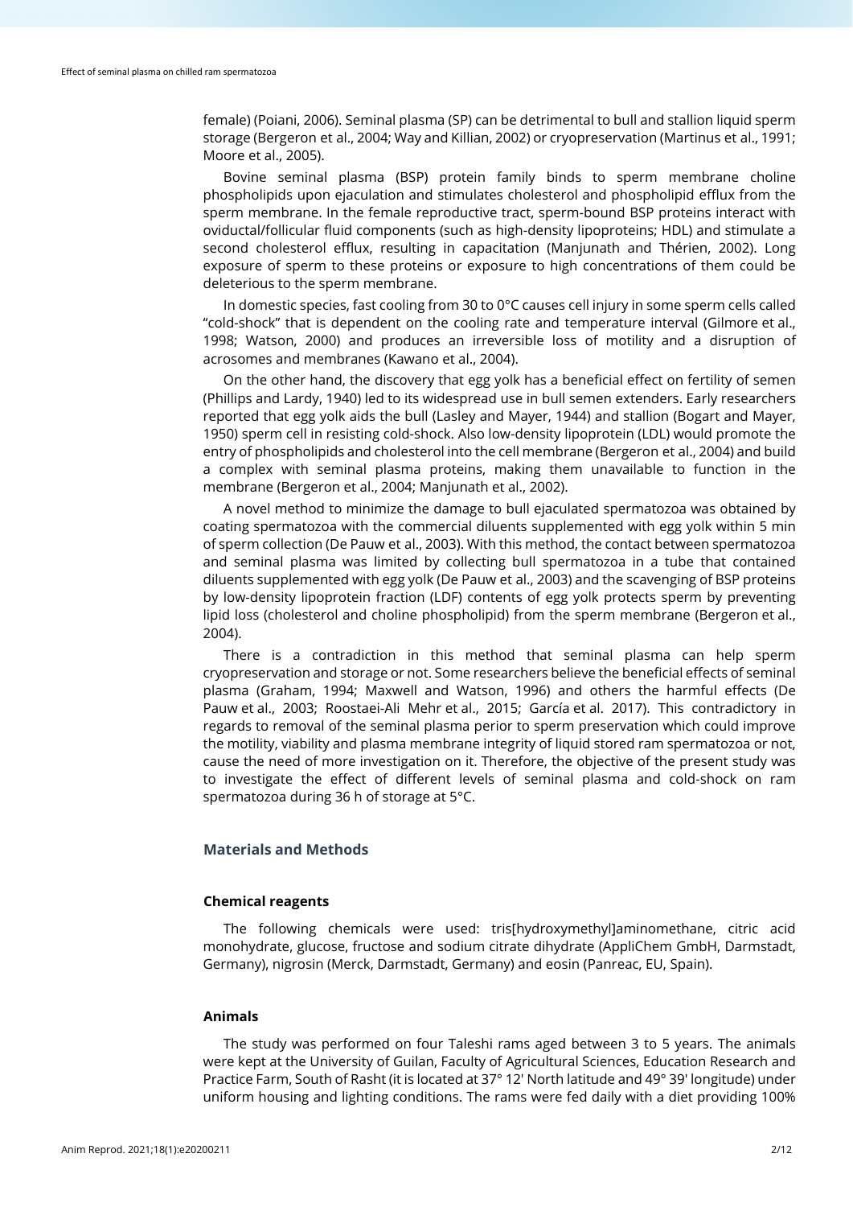female) (Poiani, 2006). Seminal plasma (SP) can be detrimental to bull and stallion liquid sperm storage (Bergeron et al., 2004; Way and Killian, 2002) or cryopreservation (Martinus et al., 1991; Moore et al., 2005).

Bovine seminal plasma (BSP) protein family binds to sperm membrane choline phospholipids upon ejaculation and stimulates cholesterol and phospholipid efflux from the sperm membrane. In the female reproductive tract, sperm-bound BSP proteins interact with oviductal/follicular fluid components (such as high-density lipoproteins; HDL) and stimulate a second cholesterol efflux, resulting in capacitation (Manjunath and Thérien, 2002). Long exposure of sperm to these proteins or exposure to high concentrations of them could be deleterious to the sperm membrane.

In domestic species, fast cooling from 30 to 0°C causes cell injury in some sperm cells called "cold-shock" that is dependent on the cooling rate and temperature interval (Gilmore et al., 1998; Watson, 2000) and produces an irreversible loss of motility and a disruption of acrosomes and membranes (Kawano et al., 2004).

On the other hand, the discovery that egg yolk has a beneficial effect on fertility of semen (Phillips and Lardy, 1940) led to its widespread use in bull semen extenders. Early researchers reported that egg yolk aids the bull (Lasley and Mayer, 1944) and stallion (Bogart and Mayer, 1950) sperm cell in resisting cold-shock. Also low-density lipoprotein (LDL) would promote the entry of phospholipids and cholesterol into the cell membrane (Bergeron et al., 2004) and build a complex with seminal plasma proteins, making them unavailable to function in the membrane (Bergeron et al., 2004; Manjunath et al., 2002).

A novel method to minimize the damage to bull ejaculated spermatozoa was obtained by coating spermatozoa with the commercial diluents supplemented with egg yolk within 5 min of sperm collection (De Pauw et al., 2003). With this method, the contact between spermatozoa and seminal plasma was limited by collecting bull spermatozoa in a tube that contained diluents supplemented with egg yolk (De Pauw et al., 2003) and the scavenging of BSP proteins by low-density lipoprotein fraction (LDF) contents of egg yolk protects sperm by preventing lipid loss (cholesterol and choline phospholipid) from the sperm membrane (Bergeron et al., 2004).

There is a contradiction in this method that seminal plasma can help sperm cryopreservation and storage or not. Some researchers believe the beneficial effects of seminal plasma (Graham, 1994; Maxwell and Watson, 1996) and others the harmful effects (De Pauw et al., 2003; Roostaei-Ali Mehr et al., 2015; García et al. 2017). This contradictory in regards to removal of the seminal plasma perior to sperm preservation which could improve the motility, viability and plasma membrane integrity of liquid stored ram spermatozoa or not, cause the need of more investigation on it. Therefore, the objective of the present study was to investigate the effect of different levels of seminal plasma and cold-shock on ram spermatozoa during 36 h of storage at 5°C.

## Materials and Methods

### Chemical reagents

The following chemicals were used: tris[hydroxymethyl]aminomethane, citric acid monohydrate, glucose, fructose and sodium citrate dihydrate (AppliChem GmbH, Darmstadt, Germany), nigrosin (Merck, Darmstadt, Germany) and eosin (Panreac, EU, Spain).

### Animals

The study was performed on four Taleshi rams aged between 3 to 5 years. The animals were kept at the University of Guilan, Faculty of Agricultural Sciences, Education Research and Practice Farm, South of Rasht (it is located at 37° 12' North latitude and 49° 39' longitude) under uniform housing and lighting conditions. The rams were fed daily with a diet providing 100%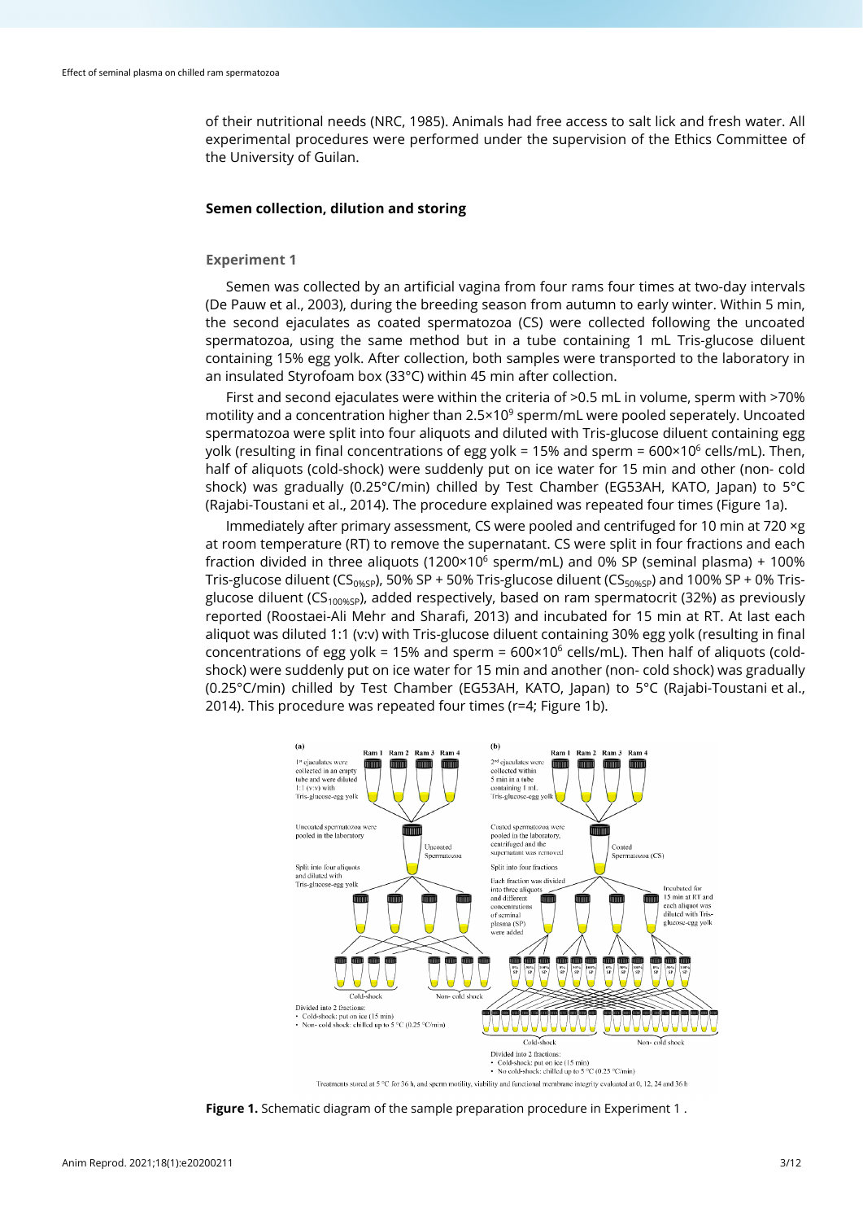of their nutritional needs (NRC, 1985). Animals had free access to salt lick and fresh water. All experimental procedures were performed under the supervision of the Ethics Committee of the University of Guilan.

### Semen collection, dilution and storing

#### Experiment 1

Semen was collected by an artificial vagina from four rams four times at two-day intervals (De Pauw et al., 2003), during the breeding season from autumn to early winter. Within 5 min, the second ejaculates as coated spermatozoa (CS) were collected following the uncoated spermatozoa, using the same method but in a tube containing 1 mL Tris-glucose diluent containing 15% egg yolk. After collection, both samples were transported to the laboratory in an insulated Styrofoam box (33°C) within 45 min after collection.

First and second ejaculates were within the criteria of >0.5 mL in volume, sperm with >70% motility and a concentration higher than $2.5 \times 10^9$ sperm/mL were pooled seperately. Uncoated spermatozoa were split into four aliquots and diluted with Tris-glucose diluent containing egg yolk (resulting in final concentrations of egg yolk = 15% and sperm = $600 \times 10^6$ cells/mL). Then, half of aliquots (cold-shock) were suddenly put on ice water for 15 min and other (non- cold shock) was gradually (0.25°C/min) chilled by Test Chamber (EG53AH, KATO, Japan) to 5°C (Rajabi-Toustani et al., 2014). The procedure explained was repeated four times (Figure 1a).

Immediately after primary assessment, CS were pooled and centrifuged for 10 min at 720 ×g at room temperature (RT) to remove the supernatant. CS were split in four fractions and each fraction divided in three aliquots ($1200 \times 10^6$ sperm/mL) and 0% SP (seminal plasma) + 100% Tris-glucose diluent ($CS_{0\%SP}$), 50% SP + 50% Tris-glucose diluent ($CS_{50\%SP}$) and 100% SP + 0% Tris-glucose diluent ($CS_{100\%SP}$), added respectively, based on ram spermatocrit (32%) as previously reported (Roostaei-Ali Mehr and Sharafi, 2013) and incubated for 15 min at RT. At last each aliquot was diluted 1:1 (v:v) with Tris-glucose diluent containing 30% egg yolk (resulting in final concentrations of egg yolk = 15% and sperm = $600 \times 10^6$ cells/mL). Then half of aliquots (cold-shock) were suddenly put on ice water for 15 min and another (non- cold shock) was gradually (0.25°C/min) chilled by Test Chamber (EG53AH, KATO, Japan) to 5°C (Rajabi-Toustani et al., 2014). This procedure was repeated four times (r=4; Figure 1b).

**Figure 1.** Schematic diagram of the sample preparation procedure in Experiment 1 .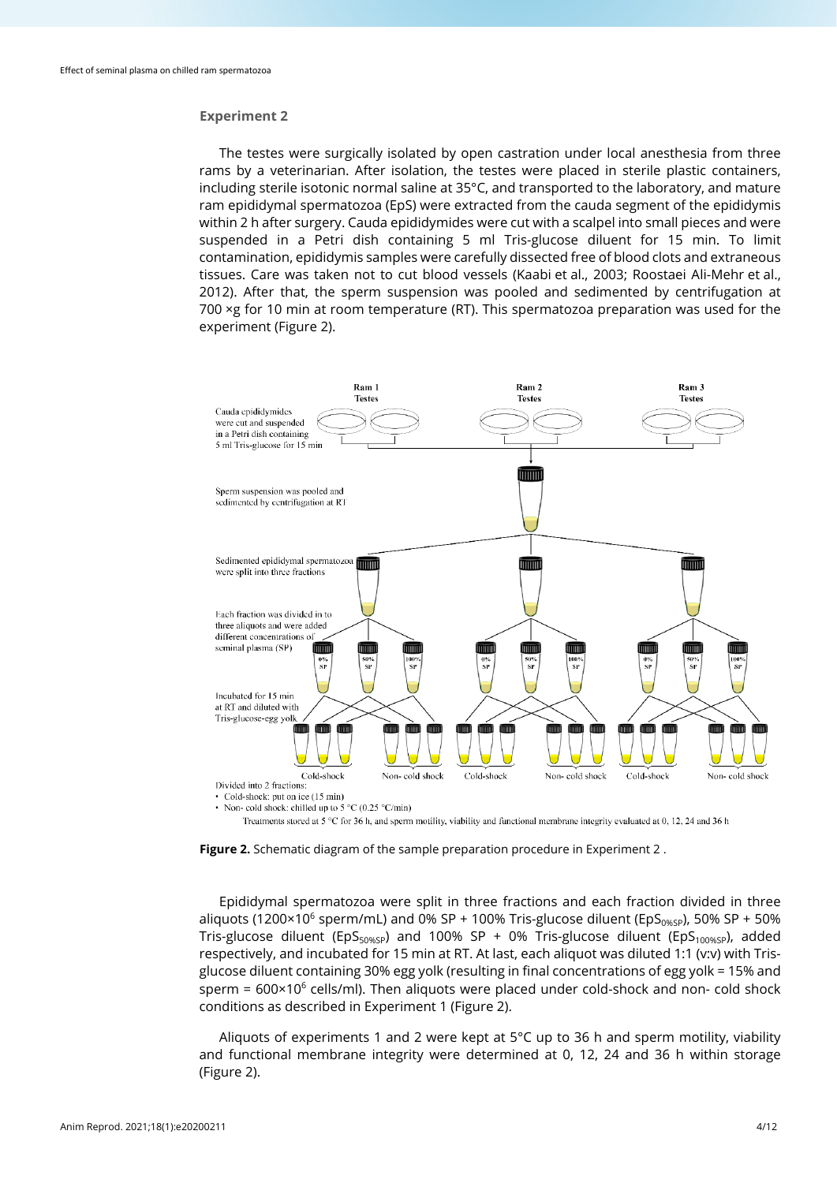### Experiment 2

The testes were surgically isolated by open castration under local anesthesia from three rams by a veterinarian. After isolation, the testes were placed in sterile plastic containers, including sterile isotonic normal saline at 35°C, and transported to the laboratory, and mature ram epididymal spermatozoa (EpS) were extracted from the cauda segment of the epididymis within 2 h after surgery. Cauda epididymides were cut with a scalpel into small pieces and were suspended in a Petri dish containing 5 ml Tris-glucose diluent for 15 min. To limit contamination, epididymis samples were carefully dissected free of blood clots and extraneous tissues. Care was taken not to cut blood vessels (Kaabi et al., 2003; Roostaei Ali-Mehr et al., 2012). After that, the sperm suspension was pooled and sedimented by centrifugation at 700 ×g for 10 min at room temperature (RT). This spermatozoa preparation was used for the experiment (Figure 2).

**Figure 2.** Schematic diagram of the sample preparation procedure in Experiment 2 .

Epididymal spermatozoa were split in three fractions and each fraction divided in three aliquots ($1200\times10^6$ sperm/mL) and 0% SP + 100% Tris-glucose diluent ($EpS_{0\%SP}$), 50% SP + 50% Tris-glucose diluent ($EpS_{50\%SP}$) and 100% SP + 0% Tris-glucose diluent ($EpS_{100\%SP}$), added respectively, and incubated for 15 min at RT. At last, each aliquot was diluted 1:1 (v:v) with Tris-glucose diluent containing 30% egg yolk (resulting in final concentrations of egg yolk = 15% and sperm = $600\times10^6$ cells/ml). Then aliquots were placed under cold-shock and non- cold shock conditions as described in Experiment 1 (Figure 2).

Aliquots of experiments 1 and 2 were kept at 5°C up to 36 h and sperm motility, viability and functional membrane integrity were determined at 0, 12, 24 and 36 h within storage (Figure 2).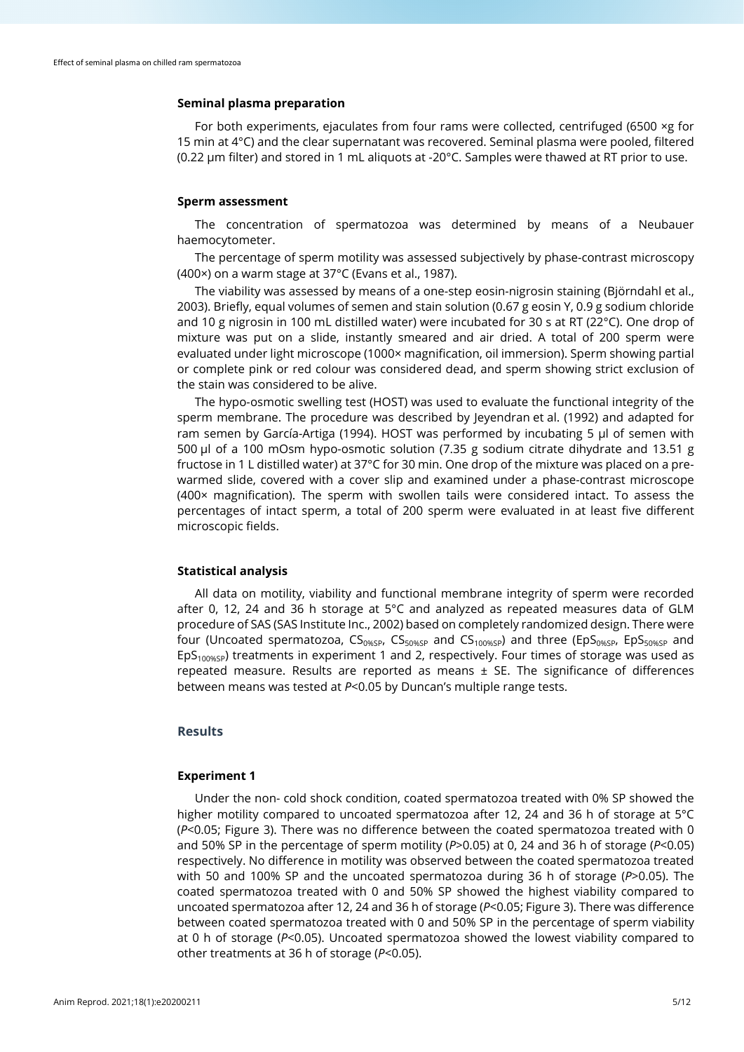### Seminal plasma preparation

For both experiments, ejaculates from four rams were collected, centrifuged (6500 ×g for 15 min at 4°C) and the clear supernatant was recovered. Seminal plasma were pooled, filtered (0.22 μm filter) and stored in 1 mL aliquots at -20°C. Samples were thawed at RT prior to use.

### Sperm assessment

The concentration of spermatozoa was determined by means of a Neubauer haemocytometer.

The percentage of sperm motility was assessed subjectively by phase-contrast microscopy (400×) on a warm stage at 37°C (Evans et al., 1987).

The viability was assessed by means of a one-step eosin-nigrosin staining (Björndahl et al., 2003). Briefly, equal volumes of semen and stain solution (0.67 g eosin Y, 0.9 g sodium chloride and 10 g nigrosin in 100 mL distilled water) were incubated for 30 s at RT (22°C). One drop of mixture was put on a slide, instantly smeared and air dried. A total of 200 sperm were evaluated under light microscope (1000× magnification, oil immersion). Sperm showing partial or complete pink or red colour was considered dead, and sperm showing strict exclusion of the stain was considered to be alive.

The hypo-osmotic swelling test (HOST) was used to evaluate the functional integrity of the sperm membrane. The procedure was described by Jeyendran et al. (1992) and adapted for ram semen by García-Artiga (1994). HOST was performed by incubating 5 μl of semen with 500 μl of a 100 mOsm hypo-osmotic solution (7.35 g sodium citrate dihydrate and 13.51 g fructose in 1 L distilled water) at 37°C for 30 min. One drop of the mixture was placed on a pre-warmed slide, covered with a cover slip and examined under a phase-contrast microscope (400× magnification). The sperm with swollen tails were considered intact. To assess the percentages of intact sperm, a total of 200 sperm were evaluated in at least five different microscopic fields.

### Statistical analysis

All data on motility, viability and functional membrane integrity of sperm were recorded after 0, 12, 24 and 36 h storage at 5°C and analyzed as repeated measures data of GLM procedure of SAS (SAS Institute Inc., 2002) based on completely randomized design. There were four (Uncoated spermatozoa, $CS_{0\%SP}$, $CS_{50\%SP}$ and $CS_{100\%SP}$) and three ($EpS_{0\%SP}$, $EpS_{50\%SP}$ and $EpS_{100\%SP}$) treatments in experiment 1 and 2, respectively. Four times of storage was used as repeated measure. Results are reported as means ± SE. The significance of differences between means was tested at $P<0.05$ by Duncan's multiple range tests.

## Results

### Experiment 1

Under the non- cold shock condition, coated spermatozoa treated with 0% SP showed the higher motility compared to uncoated spermatozoa after 12, 24 and 36 h of storage at 5°C ($P<0.05$; Figure 3). There was no difference between the coated spermatozoa treated with 0 and 50% SP in the percentage of sperm motility ($P>0.05$) at 0, 24 and 36 h of storage ($P<0.05$) respectively. No difference in motility was observed between the coated spermatozoa treated with 50 and 100% SP and the uncoated spermatozoa during 36 h of storage ($P>0.05$). The coated spermatozoa treated with 0 and 50% SP showed the highest viability compared to uncoated spermatozoa after 12, 24 and 36 h of storage ($P<0.05$; Figure 3). There was difference between coated spermatozoa treated with 0 and 50% SP in the percentage of sperm viability at 0 h of storage ($P<0.05$). Uncoated spermatozoa showed the lowest viability compared to other treatments at 36 h of storage ($P<0.05$).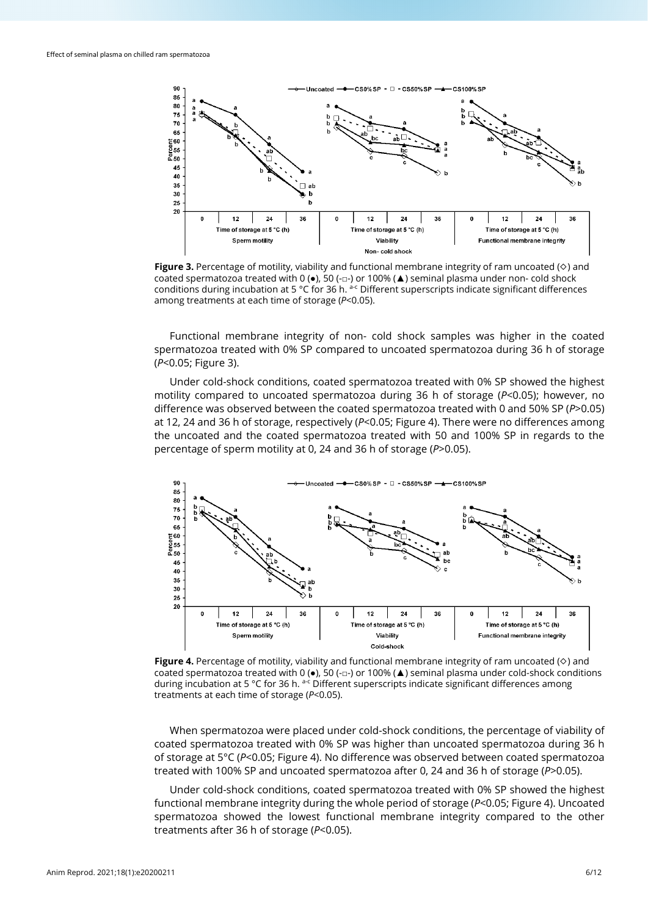**Figure 3.** Percentage of motility, viability and functional membrane integrity of ram uncoated (◇) and coated spermatozoa treated with 0 (●), 50 (-□-) or 100% (▲) seminal plasma under non- cold shock conditions during incubation at 5 °C for 36 h. [a-c] Different superscripts indicate significant differences among treatments at each time of storage ($P<0.05$).

Functional membrane integrity of non- cold shock samples was higher in the coated spermatozoa treated with 0% SP compared to uncoated spermatozoa during 36 h of storage ($P<0.05$; Figure 3).

Under cold-shock conditions, coated spermatozoa treated with 0% SP showed the highest motility compared to uncoated spermatozoa during 36 h of storage ($P<0.05$); however, no difference was observed between the coated spermatozoa treated with 0 and 50% SP ($P>0.05$) at 12, 24 and 36 h of storage, respectively ($P<0.05$; Figure 4). There were no differences among the uncoated and the coated spermatozoa treated with 50 and 100% SP in regards to the percentage of sperm motility at 0, 24 and 36 h of storage ($P>0.05$).

**Figure 4.** Percentage of motility, viability and functional membrane integrity of ram uncoated (◇) and coated spermatozoa treated with 0 (●), 50 (-□-) or 100% (▲) seminal plasma under cold-shock conditions during incubation at 5 °C for 36 h. [a-c] Different superscripts indicate significant differences among treatments at each time of storage ($P<0.05$).

When spermatozoa were placed under cold-shock conditions, the percentage of viability of coated spermatozoa treated with 0% SP was higher than uncoated spermatozoa during 36 h of storage at 5°C ($P<0.05$; Figure 4). No difference was observed between coated spermatozoa treated with 100% SP and uncoated spermatozoa after 0, 24 and 36 h of storage ($P>0.05$).

Under cold-shock conditions, coated spermatozoa treated with 0% SP showed the highest functional membrane integrity during the whole period of storage ($P<0.05$; Figure 4). Uncoated spermatozoa showed the lowest functional membrane integrity compared to the other treatments after 36 h of storage ($P<0.05$).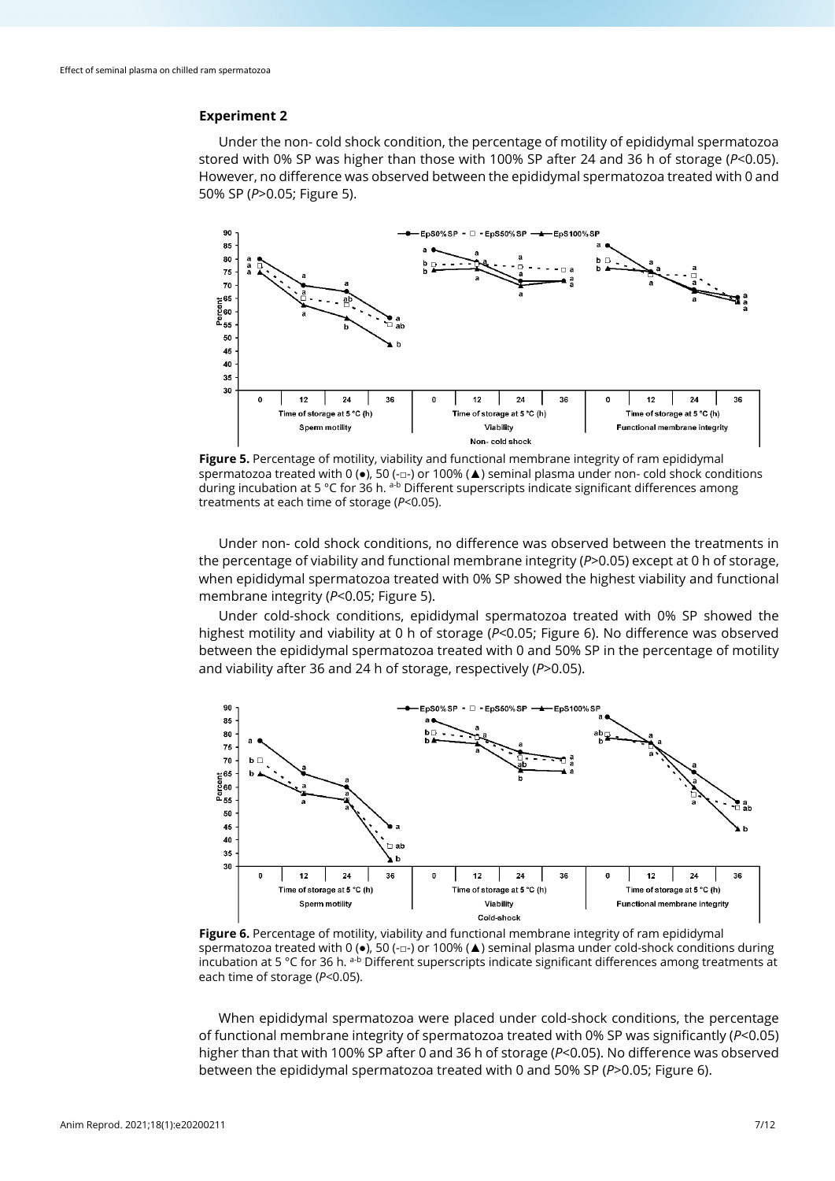### Experiment 2

Under the non- cold shock condition, the percentage of motility of epididymal spermatozoa stored with 0% SP was higher than those with 100% SP after 24 and 36 h of storage ($P<0.05$). However, no difference was observed between the epididymal spermatozoa treated with 0 and 50% SP ($P>0.05$; Figure 5).

**Figure 5.** Percentage of motility, viability and functional membrane integrity of ram epididymal spermatozoa treated with 0 (●), 50 (-□-) or 100% (▲) seminal plasma under non- cold shock conditions during incubation at 5 °C for 36 h. [a-b] Different superscripts indicate significant differences among treatments at each time of storage ($P<0.05$).

Under non- cold shock conditions, no difference was observed between the treatments in the percentage of viability and functional membrane integrity ($P>0.05$) except at 0 h of storage, when epididymal spermatozoa treated with 0% SP showed the highest viability and functional membrane integrity ($P<0.05$; Figure 5).

Under cold-shock conditions, epididymal spermatozoa treated with 0% SP showed the highest motility and viability at 0 h of storage ($P<0.05$; Figure 6). No difference was observed between the epididymal spermatozoa treated with 0 and 50% SP in the percentage of motility and viability after 36 and 24 h of storage, respectively ($P>0.05$).

**Figure 6.** Percentage of motility, viability and functional membrane integrity of ram epididymal spermatozoa treated with 0 (●), 50 (-□-) or 100% (▲) seminal plasma under cold-shock conditions during incubation at 5 °C for 36 h. [a-b] Different superscripts indicate significant differences among treatments at each time of storage ($P<0.05$).

When epididymal spermatozoa were placed under cold-shock conditions, the percentage of functional membrane integrity of spermatozoa treated with 0% SP was significantly ($P<0.05$) higher than that with 100% SP after 0 and 36 h of storage ($P<0.05$). No difference was observed between the epididymal spermatozoa treated with 0 and 50% SP ($P>0.05$; Figure 6).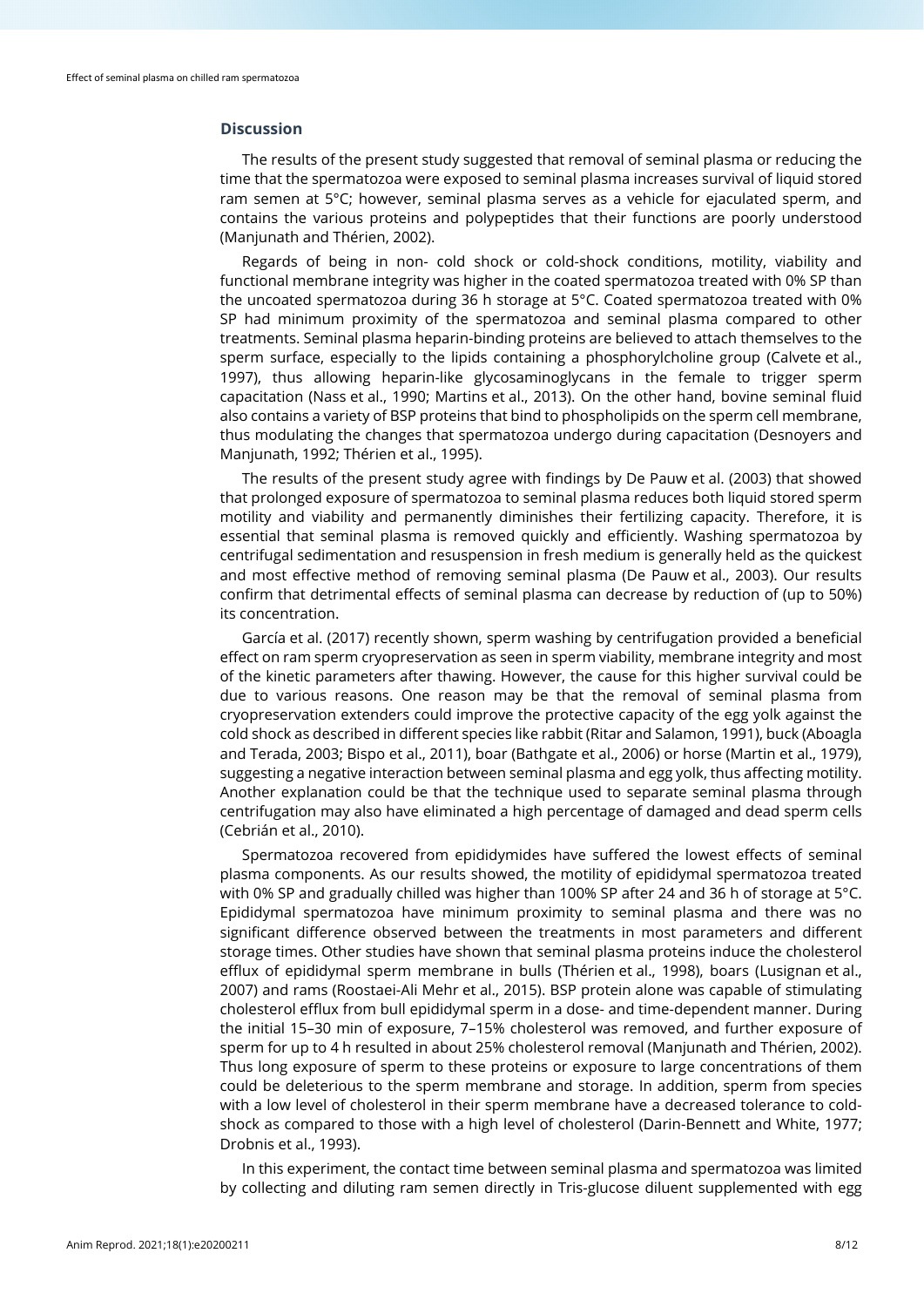## Discussion

The results of the present study suggested that removal of seminal plasma or reducing the time that the spermatozoa were exposed to seminal plasma increases survival of liquid stored ram semen at 5°C; however, seminal plasma serves as a vehicle for ejaculated sperm, and contains the various proteins and polypeptides that their functions are poorly understood (Manjunath and Thérien, 2002).

Regards of being in non- cold shock or cold-shock conditions, motility, viability and functional membrane integrity was higher in the coated spermatozoa treated with 0% SP than the uncoated spermatozoa during 36 h storage at 5°C. Coated spermatozoa treated with 0% SP had minimum proximity of the spermatozoa and seminal plasma compared to other treatments. Seminal plasma heparin-binding proteins are believed to attach themselves to the sperm surface, especially to the lipids containing a phosphorylcholine group (Calvete et al., 1997), thus allowing heparin-like glycosaminoglycans in the female to trigger sperm capacitation (Nass et al., 1990; Martins et al., 2013). On the other hand, bovine seminal fluid also contains a variety of BSP proteins that bind to phospholipids on the sperm cell membrane, thus modulating the changes that spermatozoa undergo during capacitation (Desnoyers and Manjunath, 1992; Thérien et al., 1995).

The results of the present study agree with findings by De Pauw et al. (2003) that showed that prolonged exposure of spermatozoa to seminal plasma reduces both liquid stored sperm motility and viability and permanently diminishes their fertilizing capacity. Therefore, it is essential that seminal plasma is removed quickly and efficiently. Washing spermatozoa by centrifugal sedimentation and resuspension in fresh medium is generally held as the quickest and most effective method of removing seminal plasma (De Pauw et al., 2003). Our results confirm that detrimental effects of seminal plasma can decrease by reduction of (up to 50%) its concentration.

García et al. (2017) recently shown, sperm washing by centrifugation provided a beneficial effect on ram sperm cryopreservation as seen in sperm viability, membrane integrity and most of the kinetic parameters after thawing. However, the cause for this higher survival could be due to various reasons. One reason may be that the removal of seminal plasma from cryopreservation extenders could improve the protective capacity of the egg yolk against the cold shock as described in different species like rabbit (Ritar and Salamon, 1991), buck (Aboagla and Terada, 2003; Bispo et al., 2011), boar (Bathgate et al., 2006) or horse (Martin et al., 1979), suggesting a negative interaction between seminal plasma and egg yolk, thus affecting motility. Another explanation could be that the technique used to separate seminal plasma through centrifugation may also have eliminated a high percentage of damaged and dead sperm cells (Cebrián et al., 2010).

Spermatozoa recovered from epididymides have suffered the lowest effects of seminal plasma components. As our results showed, the motility of epididymal spermatozoa treated with 0% SP and gradually chilled was higher than 100% SP after 24 and 36 h of storage at 5°C. Epididymal spermatozoa have minimum proximity to seminal plasma and there was no significant difference observed between the treatments in most parameters and different storage times. Other studies have shown that seminal plasma proteins induce the cholesterol efflux of epididymal sperm membrane in bulls (Thérien et al., 1998), boars (Lusignan et al., 2007) and rams (Roostaei-Ali Mehr et al., 2015). BSP protein alone was capable of stimulating cholesterol efflux from bull epididymal sperm in a dose- and time-dependent manner. During the initial 15–30 min of exposure, 7–15% cholesterol was removed, and further exposure of sperm for up to 4 h resulted in about 25% cholesterol removal (Manjunath and Thérien, 2002). Thus long exposure of sperm to these proteins or exposure to large concentrations of them could be deleterious to the sperm membrane and storage. In addition, sperm from species with a low level of cholesterol in their sperm membrane have a decreased tolerance to cold-shock as compared to those with a high level of cholesterol (Darin-Bennett and White, 1977; Drobnis et al., 1993).

In this experiment, the contact time between seminal plasma and spermatozoa was limited by collecting and diluting ram semen directly in Tris-glucose diluent supplemented with egg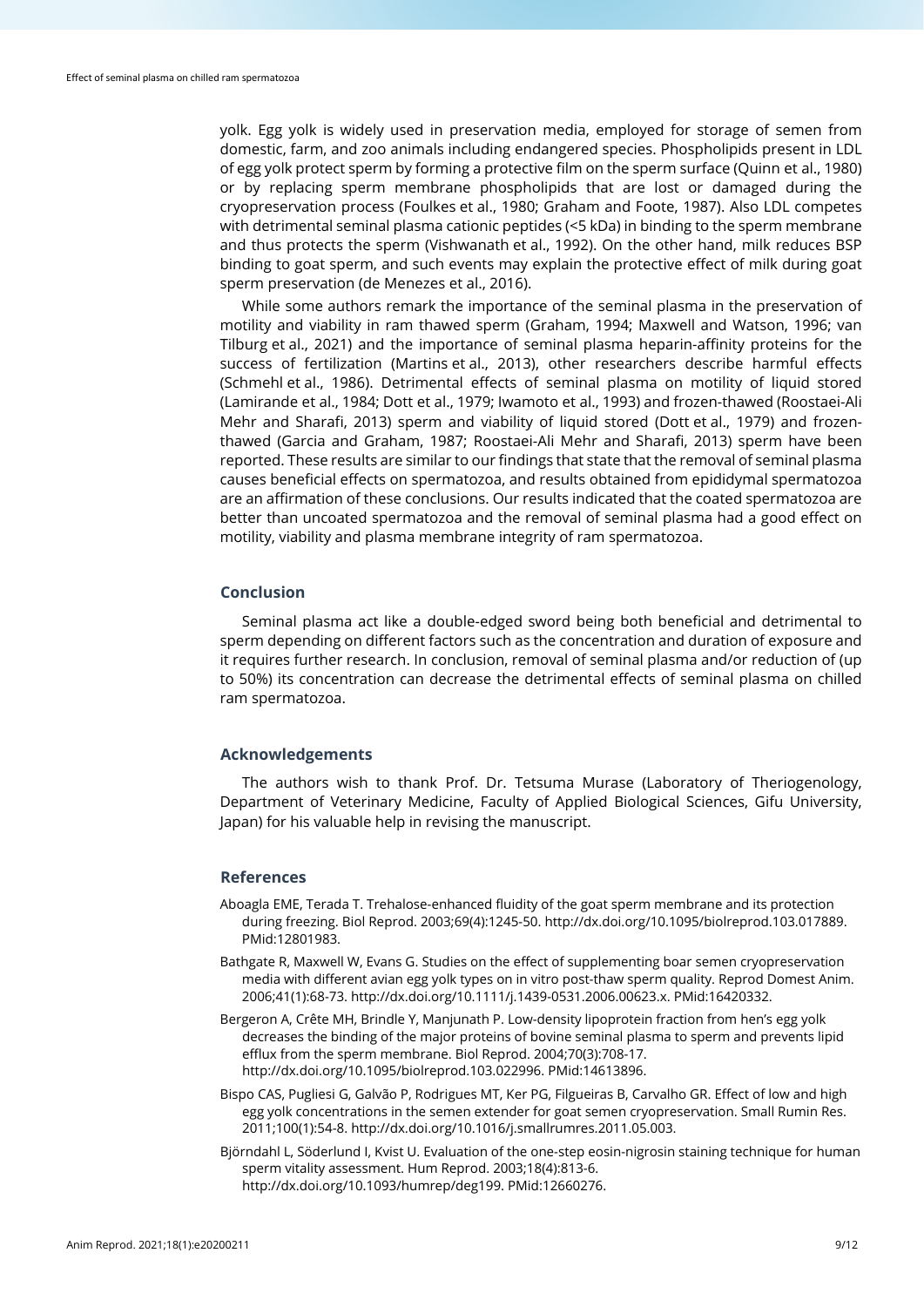yolk. Egg yolk is widely used in preservation media, employed for storage of semen from domestic, farm, and zoo animals including endangered species. Phospholipids present in LDL of egg yolk protect sperm by forming a protective film on the sperm surface (Quinn et al., 1980) or by replacing sperm membrane phospholipids that are lost or damaged during the cryopreservation process (Foulkes et al., 1980; Graham and Foote, 1987). Also LDL competes with detrimental seminal plasma cationic peptides (<5 kDa) in binding to the sperm membrane and thus protects the sperm (Vishwanath et al., 1992). On the other hand, milk reduces BSP binding to goat sperm, and such events may explain the protective effect of milk during goat sperm preservation (de Menezes et al., 2016).

While some authors remark the importance of the seminal plasma in the preservation of motility and viability in ram thawed sperm (Graham, 1994; Maxwell and Watson, 1996; van Tilburg et al., 2021) and the importance of seminal plasma heparin-affinity proteins for the success of fertilization (Martins et al., 2013), other researchers describe harmful effects (Schmehl et al., 1986). Detrimental effects of seminal plasma on motility of liquid stored (Lamirande et al., 1984; Dott et al., 1979; Iwamoto et al., 1993) and frozen-thawed (Roostaei-Ali Mehr and Sharafi, 2013) sperm and viability of liquid stored (Dott et al., 1979) and frozen-thawed (Garcia and Graham, 1987; Roostaei-Ali Mehr and Sharafi, 2013) sperm have been reported. These results are similar to our findings that state that the removal of seminal plasma causes beneficial effects on spermatozoa, and results obtained from epididymal spermatozoa are an affirmation of these conclusions. Our results indicated that the coated spermatozoa are better than uncoated spermatozoa and the removal of seminal plasma had a good effect on motility, viability and plasma membrane integrity of ram spermatozoa.

## Conclusion

Seminal plasma act like a double-edged sword being both beneficial and detrimental to sperm depending on different factors such as the concentration and duration of exposure and it requires further research. In conclusion, removal of seminal plasma and/or reduction of (up to 50%) its concentration can decrease the detrimental effects of seminal plasma on chilled ram spermatozoa.

## Acknowledgements

The authors wish to thank Prof. Dr. Tetsuma Murase (Laboratory of Theriogenology, Department of Veterinary Medicine, Faculty of Applied Biological Sciences, Gifu University, Japan) for his valuable help in revising the manuscript.

## References

Aboagla EME, Terada T. Trehalose-enhanced fluidity of the goat sperm membrane and its protection during freezing. Biol Reprod. 2003;69(4):1245-50. http://dx.doi.org/10.1095/biolreprod.103.017889. PMid:12801983.

Bathgate R, Maxwell W, Evans G. Studies on the effect of supplementing boar semen cryopreservation media with different avian egg yolk types on in vitro post-thaw sperm quality. Reprod Domest Anim. 2006;41(1):68-73. http://dx.doi.org/10.1111/j.1439-0531.2006.00623.x. PMid:16420332.

Bergeron A, Crête MH, Brindle Y, Manjunath P. Low-density lipoprotein fraction from hen's egg yolk decreases the binding of the major proteins of bovine seminal plasma to sperm and prevents lipid efflux from the sperm membrane. Biol Reprod. 2004;70(3):708-17. http://dx.doi.org/10.1095/biolreprod.103.022996. PMid:14613896.

Bispo CAS, Pugliesi G, Galvão P, Rodrigues MT, Ker PG, Filgueiras B, Carvalho GR. Effect of low and high egg yolk concentrations in the semen extender for goat semen cryopreservation. Small Rumin Res. 2011;100(1):54-8. http://dx.doi.org/10.1016/j.smallrumres.2011.05.003.

Björndahl L, Söderlund I, Kvist U. Evaluation of the one-step eosin-nigrosin staining technique for human sperm vitality assessment. Hum Reprod. 2003;18(4):813-6. http://dx.doi.org/10.1093/humrep/deg199. PMid:12660276.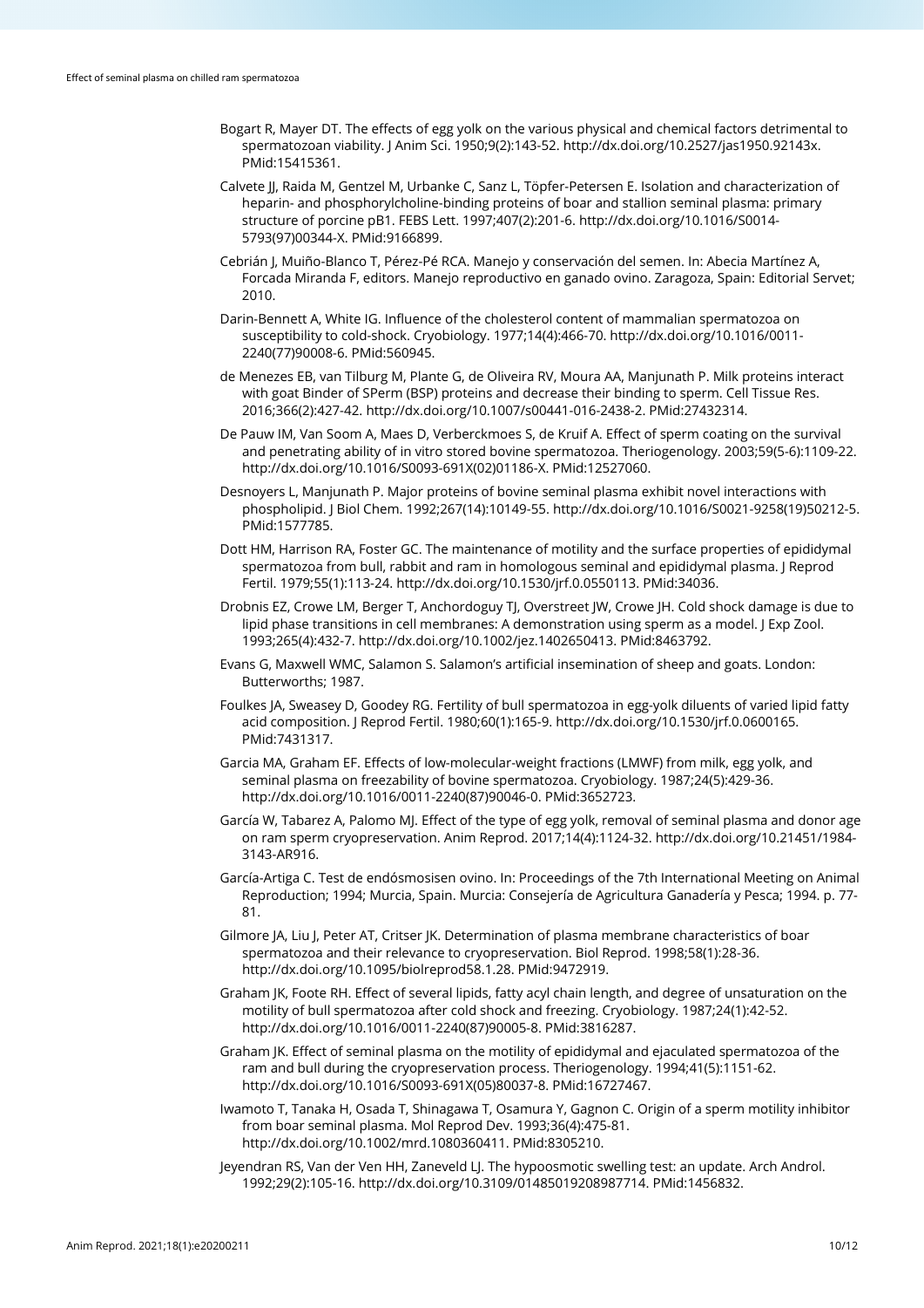Bogart R, Mayer DT. The effects of egg yolk on the various physical and chemical factors detrimental to spermatozoan viability. J Anim Sci. 1950;9(2):143-52. http://dx.doi.org/10.2527/jas1950.92143x. PMid:15415361.

Calvete JJ, Raida M, Gentzel M, Urbanke C, Sanz L, Töpfer-Petersen E. Isolation and characterization of heparin- and phosphorylcholine-binding proteins of boar and stallion seminal plasma: primary structure of porcine pB1. FEBS Lett. 1997;407(2):201-6. http://dx.doi.org/10.1016/S0014-5793(97)00344-X. PMid:9166899.

Cebrián J, Muiño-Blanco T, Pérez-Pé RCA. Manejo y conservación del semen. In: Abecia Martínez A, Forcada Miranda F, editors. Manejo reproductivo en ganado ovino. Zaragoza, Spain: Editorial Servet; 2010.

Darin-Bennett A, White IG. Influence of the cholesterol content of mammalian spermatozoa on susceptibility to cold-shock. Cryobiology. 1977;14(4):466-70. http://dx.doi.org/10.1016/0011-2240(77)90008-6. PMid:560945.

de Menezes EB, van Tilburg M, Plante G, de Oliveira RV, Moura AA, Manjunath P. Milk proteins interact with goat Binder of SPerm (BSP) proteins and decrease their binding to sperm. Cell Tissue Res. 2016;366(2):427-42. http://dx.doi.org/10.1007/s00441-016-2438-2. PMid:27432314.

De Pauw IM, Van Soom A, Maes D, Verberckmoes S, de Kruif A. Effect of sperm coating on the survival and penetrating ability of in vitro stored bovine spermatozoa. Theriogenology. 2003;59(5-6):1109-22. http://dx.doi.org/10.1016/S0093-691X(02)01186-X. PMid:12527060.

Desnoyers L, Manjunath P. Major proteins of bovine seminal plasma exhibit novel interactions with phospholipid. J Biol Chem. 1992;267(14):10149-55. http://dx.doi.org/10.1016/S0021-9258(19)50212-5. PMid:1577785.

Dott HM, Harrison RA, Foster GC. The maintenance of motility and the surface properties of epididymal spermatozoa from bull, rabbit and ram in homologous seminal and epididymal plasma. J Reprod Fertil. 1979;55(1):113-24. http://dx.doi.org/10.1530/jrf.0.0550113. PMid:34036.

Drobnis EZ, Crowe LM, Berger T, Anchordoguy TJ, Overstreet JW, Crowe JH. Cold shock damage is due to lipid phase transitions in cell membranes: A demonstration using sperm as a model. J Exp Zool. 1993;265(4):432-7. http://dx.doi.org/10.1002/jez.1402650413. PMid:8463792.

Evans G, Maxwell WMC, Salamon S. Salamon's artificial insemination of sheep and goats. London: Butterworths; 1987.

Foulkes JA, Sweasey D, Goodey RG. Fertility of bull spermatozoa in egg-yolk diluents of varied lipid fatty acid composition. J Reprod Fertil. 1980;60(1):165-9. http://dx.doi.org/10.1530/jrf.0.0600165. PMid:7431317.

Garcia MA, Graham EF. Effects of low-molecular-weight fractions (LMWF) from milk, egg yolk, and seminal plasma on freezability of bovine spermatozoa. Cryobiology. 1987;24(5):429-36. http://dx.doi.org/10.1016/0011-2240(87)90046-0. PMid:3652723.

García W, Tabarez A, Palomo MJ. Effect of the type of egg yolk, removal of seminal plasma and donor age on ram sperm cryopreservation. Anim Reprod. 2017;14(4):1124-32. http://dx.doi.org/10.21451/1984-3143-AR916.

García-Artiga C. Test de endósmosisen ovino. In: Proceedings of the 7th International Meeting on Animal Reproduction; 1994; Murcia, Spain. Murcia: Consejería de Agricultura Ganadería y Pesca; 1994. p. 77-81.

Gilmore JA, Liu J, Peter AT, Critser JK. Determination of plasma membrane characteristics of boar spermatozoa and their relevance to cryopreservation. Biol Reprod. 1998;58(1):28-36. http://dx.doi.org/10.1095/biolreprod58.1.28. PMid:9472919.

Graham JK, Foote RH. Effect of several lipids, fatty acyl chain length, and degree of unsaturation on the motility of bull spermatozoa after cold shock and freezing. Cryobiology. 1987;24(1):42-52. http://dx.doi.org/10.1016/0011-2240(87)90005-8. PMid:3816287.

Graham JK. Effect of seminal plasma on the motility of epididymal and ejaculated spermatozoa of the ram and bull during the cryopreservation process. Theriogenology. 1994;41(5):1151-62. http://dx.doi.org/10.1016/S0093-691X(05)80037-8. PMid:16727467.

Iwamoto T, Tanaka H, Osada T, Shinagawa T, Osamura Y, Gagnon C. Origin of a sperm motility inhibitor from boar seminal plasma. Mol Reprod Dev. 1993;36(4):475-81. http://dx.doi.org/10.1002/mrd.1080360411. PMid:8305210.

Jeyendran RS, Van der Ven HH, Zaneveld LJ. The hypoosmotic swelling test: an update. Arch Androl. 1992;29(2):105-16. http://dx.doi.org/10.3109/01485019208987714. PMid:1456832.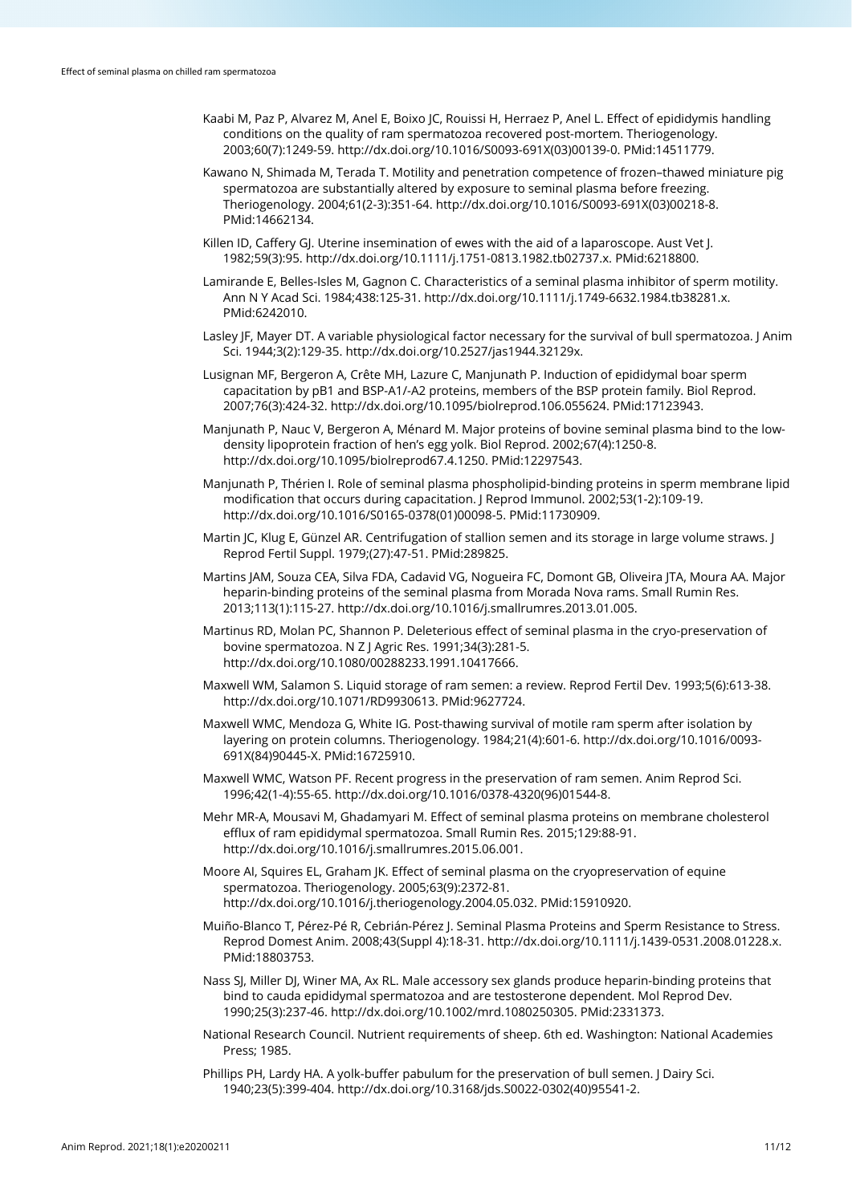Kaabi M, Paz P, Alvarez M, Anel E, Boixo JC, Rouissi H, Herraez P, Anel L. Effect of epididymis handling conditions on the quality of ram spermatozoa recovered post-mortem. Theriogenology. 2003;60(7):1249-59. http://dx.doi.org/10.1016/S0093-691X(03)00139-0. PMid:14511779.

Kawano N, Shimada M, Terada T. Motility and penetration competence of frozen–thawed miniature pig spermatozoa are substantially altered by exposure to seminal plasma before freezing. Theriogenology. 2004;61(2-3):351-64. http://dx.doi.org/10.1016/S0093-691X(03)00218-8. PMid:14662134.

Killen ID, Caffery GJ. Uterine insemination of ewes with the aid of a laparoscope. Aust Vet J. 1982;59(3):95. http://dx.doi.org/10.1111/j.1751-0813.1982.tb02737.x. PMid:6218800.

Lamirande E, Belles-Isles M, Gagnon C. Characteristics of a seminal plasma inhibitor of sperm motility. Ann N Y Acad Sci. 1984;438:125-31. http://dx.doi.org/10.1111/j.1749-6632.1984.tb38281.x. PMid:6242010.

Lasley JF, Mayer DT. A variable physiological factor necessary for the survival of bull spermatozoa. J Anim Sci. 1944;3(2):129-35. http://dx.doi.org/10.2527/jas1944.32129x.

Lusignan MF, Bergeron A, Crête MH, Lazure C, Manjunath P. Induction of epididymal boar sperm capacitation by pB1 and BSP-A1/-A2 proteins, members of the BSP protein family. Biol Reprod. 2007;76(3):424-32. http://dx.doi.org/10.1095/biolreprod.106.055624. PMid:17123943.

Manjunath P, Nauc V, Bergeron A, Ménard M. Major proteins of bovine seminal plasma bind to the low-density lipoprotein fraction of hen's egg yolk. Biol Reprod. 2002;67(4):1250-8. http://dx.doi.org/10.1095/biolreprod67.4.1250. PMid:12297543.

Manjunath P, Thérien I. Role of seminal plasma phospholipid-binding proteins in sperm membrane lipid modification that occurs during capacitation. J Reprod Immunol. 2002;53(1-2):109-19. http://dx.doi.org/10.1016/S0165-0378(01)00098-5. PMid:11730909.

Martin JC, Klug E, Günzel AR. Centrifugation of stallion semen and its storage in large volume straws. J Reprod Fertil Suppl. 1979;(27):47-51. PMid:289825.

Martins JAM, Souza CEA, Silva FDA, Cadavid VG, Nogueira FC, Domont GB, Oliveira JTA, Moura AA. Major heparin-binding proteins of the seminal plasma from Morada Nova rams. Small Rumin Res. 2013;113(1):115-27. http://dx.doi.org/10.1016/j.smallrumres.2013.01.005.

Martinus RD, Molan PC, Shannon P. Deleterious effect of seminal plasma in the cryo-preservation of bovine spermatozoa. N Z J Agric Res. 1991;34(3):281-5. http://dx.doi.org/10.1080/00288233.1991.10417666.

Maxwell WM, Salamon S. Liquid storage of ram semen: a review. Reprod Fertil Dev. 1993;5(6):613-38. http://dx.doi.org/10.1071/RD9930613. PMid:9627724.

Maxwell WMC, Mendoza G, White IG. Post-thawing survival of motile ram sperm after isolation by layering on protein columns. Theriogenology. 1984;21(4):601-6. http://dx.doi.org/10.1016/0093-691X(84)90445-X. PMid:16725910.

Maxwell WMC, Watson PF. Recent progress in the preservation of ram semen. Anim Reprod Sci. 1996;42(1-4):55-65. http://dx.doi.org/10.1016/0378-4320(96)01544-8.

Mehr MR-A, Mousavi M, Ghadamyari M. Effect of seminal plasma proteins on membrane cholesterol efflux of ram epididymal spermatozoa. Small Rumin Res. 2015;129:88-91. http://dx.doi.org/10.1016/j.smallrumres.2015.06.001.

Moore AI, Squires EL, Graham JK. Effect of seminal plasma on the cryopreservation of equine spermatozoa. Theriogenology. 2005;63(9):2372-81. http://dx.doi.org/10.1016/j.theriogenology.2004.05.032. PMid:15910920.

Muiño-Blanco T, Pérez-Pé R, Cebrián-Pérez J. Seminal Plasma Proteins and Sperm Resistance to Stress. Reprod Domest Anim. 2008;43(Suppl 4):18-31. http://dx.doi.org/10.1111/j.1439-0531.2008.01228.x. PMid:18803753.

Nass SJ, Miller DJ, Winer MA, Ax RL. Male accessory sex glands produce heparin-binding proteins that bind to cauda epididymal spermatozoa and are testosterone dependent. Mol Reprod Dev. 1990;25(3):237-46. http://dx.doi.org/10.1002/mrd.1080250305. PMid:2331373.

National Research Council. Nutrient requirements of sheep. 6th ed. Washington: National Academies Press; 1985.

Phillips PH, Lardy HA. A yolk-buffer pabulum for the preservation of bull semen. J Dairy Sci. 1940;23(5):399-404. http://dx.doi.org/10.3168/jds.S0022-0302(40)95541-2.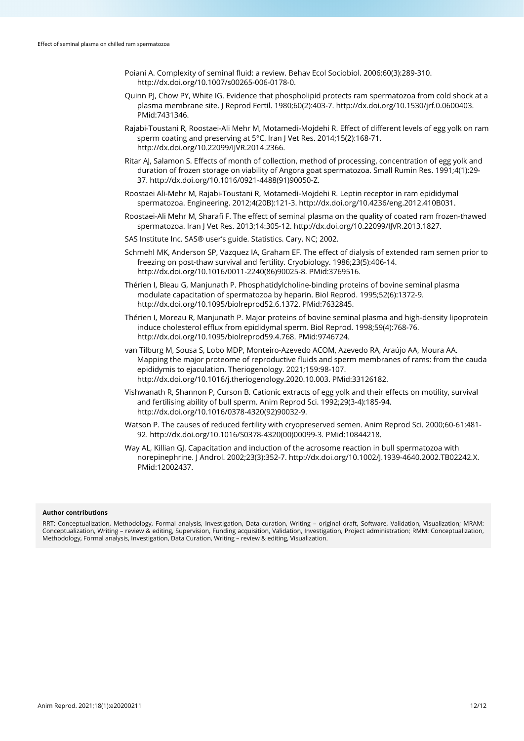Poiani A. Complexity of seminal fluid: a review. Behav Ecol Sociobiol. 2006;60(3):289-310. http://dx.doi.org/10.1007/s00265-006-0178-0.

Quinn PJ, Chow PY, White IG. Evidence that phospholipid protects ram spermatozoa from cold shock at a plasma membrane site. J Reprod Fertil. 1980;60(2):403-7. http://dx.doi.org/10.1530/jrf.0.0600403. PMid:7431346.

Rajabi-Toustani R, Roostaei-Ali Mehr M, Motamedi-Mojdehi R. Effect of different levels of egg yolk on ram sperm coating and preserving at 5°C. Iran J Vet Res. 2014;15(2):168-71. http://dx.doi.org/10.22099/IJVR.2014.2366.

Ritar AJ, Salamon S. Effects of month of collection, method of processing, concentration of egg yolk and duration of frozen storage on viability of Angora goat spermatozoa. Small Rumin Res. 1991;4(1):29-37. http://dx.doi.org/10.1016/0921-4488(91)90050-Z.

Roostaei Ali-Mehr M, Rajabi-Toustani R, Motamedi-Mojdehi R. Leptin receptor in ram epididymal spermatozoa. Engineering. 2012;4(20B):121-3. http://dx.doi.org/10.4236/eng.2012.410B031.

Roostaei-Ali Mehr M, Sharafi F. The effect of seminal plasma on the quality of coated ram frozen-thawed spermatozoa. Iran J Vet Res. 2013;14:305-12. http://dx.doi.org/10.22099/IJVR.2013.1827.

SAS Institute Inc. SAS® user's guide. Statistics. Cary, NC; 2002.

Schmehl MK, Anderson SP, Vazquez IA, Graham EF. The effect of dialysis of extended ram semen prior to freezing on post-thaw survival and fertility. Cryobiology. 1986;23(5):406-14. http://dx.doi.org/10.1016/0011-2240(86)90025-8. PMid:3769516.

Thérien I, Bleau G, Manjunath P. Phosphatidylcholine-binding proteins of bovine seminal plasma modulate capacitation of spermatozoa by heparin. Biol Reprod. 1995;52(6):1372-9. http://dx.doi.org/10.1095/biolreprod52.6.1372. PMid:7632845.

Thérien I, Moreau R, Manjunath P. Major proteins of bovine seminal plasma and high-density lipoprotein induce cholesterol efflux from epididymal sperm. Biol Reprod. 1998;59(4):768-76. http://dx.doi.org/10.1095/biolreprod59.4.768. PMid:9746724.

van Tilburg M, Sousa S, Lobo MDP, Monteiro-Azevedo ACOM, Azevedo RA, Araújo AA, Moura AA. Mapping the major proteome of reproductive fluids and sperm membranes of rams: from the cauda epididymis to ejaculation. Theriogenology. 2021;159:98-107. http://dx.doi.org/10.1016/j.theriogenology.2020.10.003. PMid:33126182.

Vishwanath R, Shannon P, Curson B. Cationic extracts of egg yolk and their effects on motility, survival and fertilising ability of bull sperm. Anim Reprod Sci. 1992;29(3-4):185-94. http://dx.doi.org/10.1016/0378-4320(92)90032-9.

Watson P. The causes of reduced fertility with cryopreserved semen. Anim Reprod Sci. 2000;60-61:481-92. http://dx.doi.org/10.1016/S0378-4320(00)00099-3. PMid:10844218.

Way AL, Killian GJ. Capacitation and induction of the acrosome reaction in bull spermatozoa with norepinephrine. J Androl. 2002;23(3):352-7. http://dx.doi.org/10.1002/J.1939-4640.2002.TB02242.X. PMid:12002437.

**Author contributions**

RRT: Conceptualization, Methodology, Formal analysis, Investigation, Data curation, Writing – original draft, Software, Validation, Visualization; MRAM: Conceptualization, Writing – review & editing, Supervision, Funding acquisition, Validation, Investigation, Project administration; RMM: Conceptualization, Methodology, Formal analysis, Investigation, Data Curation, Writing – review & editing, Visualization.